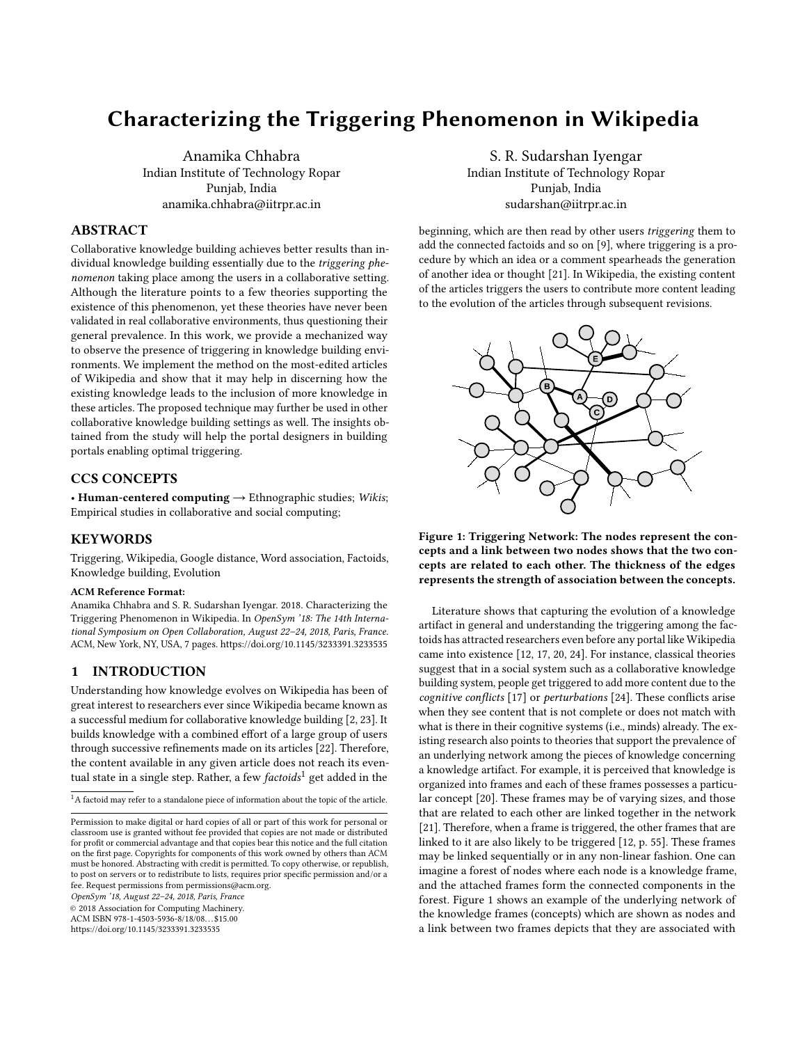# Characterizing the Triggering Phenomenon in Wikipedia

Anamika Chhabra
Indian Institute of Technology Ropar
Punjab, India
anamika.chhabra@iitrpr.ac.in

S. R. Sudarshan Iyengar
Indian Institute of Technology Ropar
Punjab, India
sudarshan@iitrpr.ac.in

## ABSTRACT

Collaborative knowledge building achieves better results than individual knowledge building essentially due to the *triggering phenomenon* taking place among the users in a collaborative setting. Although the literature points to a few theories supporting the existence of this phenomenon, yet these theories have never been validated in real collaborative environments, thus questioning their general prevalence. In this work, we provide a mechanized way to observe the presence of triggering in knowledge building environments. We implement the method on the most-edited articles of Wikipedia and show that it may help in discerning how the existing knowledge leads to the inclusion of more knowledge in these articles. The proposed technique may further be used in other collaborative knowledge building settings as well. The insights obtained from the study will help the portal designers in building portals enabling optimal triggering.

## CCS CONCEPTS

• **Human-centered computing** → Ethnographic studies; *Wikis*; Empirical studies in collaborative and social computing;

## KEYWORDS

Triggering, Wikipedia, Google distance, Word association, Factoids, Knowledge building, Evolution

**ACM Reference Format:**
Anamika Chhabra and S. R. Sudarshan Iyengar. 2018. Characterizing the Triggering Phenomenon in Wikipedia. In *OpenSym '18: The 14th International Symposium on Open Collaboration, August 22–24, 2018, Paris, France.* ACM, New York, NY, USA, 7 pages. https://doi.org/10.1145/3233391.3233535

## 1 INTRODUCTION

Understanding how knowledge evolves on Wikipedia has been of great interest to researchers ever since Wikipedia became known as a successful medium for collaborative knowledge building [2, 23]. It builds knowledge with a combined effort of a large group of users through successive refinements made on its articles [22]. Therefore, the content available in any given article does not reach its eventual state in a single step. Rather, a few *factoids*[1] get added in the beginning, which are then read by other users *triggering* them to add the connected factoids and so on [9], where triggering is a procedure by which an idea or a comment spearheads the generation of another idea or thought [21]. In Wikipedia, the existing content of the articles triggers the users to contribute more content leading to the evolution of the articles through subsequent revisions.

[1] A factoid may refer to a standalone piece of information about the topic of the article.

Permission to make digital or hard copies of all or part of this work for personal or classroom use is granted without fee provided that copies are not made or distributed for profit or commercial advantage and that copies bear this notice and the full citation on the first page. Copyrights for components of this work owned by others than ACM must be honored. Abstracting with credit is permitted. To copy otherwise, or republish, to post on servers or to redistribute to lists, requires prior specific permission and/or a fee. Request permissions from permissions@acm.org.
*OpenSym '18, August 22–24, 2018, Paris, France*
© 2018 Association for Computing Machinery.
ACM ISBN 978-1-4503-5936-8/18/08…$15.00
https://doi.org/10.1145/3233391.3233535

**Figure 1: Triggering Network: The nodes represent the concepts and a link between two nodes shows that the two concepts are related to each other. The thickness of the edges represents the strength of association between the concepts.**

Literature shows that capturing the evolution of a knowledge artifact in general and understanding the triggering among the factoids has attracted researchers even before any portal like Wikipedia came into existence [12, 17, 20, 24]. For instance, classical theories suggest that in a social system such as a collaborative knowledge building system, people get triggered to add more content due to the *cognitive conflicts* [17] or *perturbations* [24]. These conflicts arise when they see content that is not complete or does not match with what is there in their cognitive systems (i.e., minds) already. The existing research also points to theories that support the prevalence of an underlying network among the pieces of knowledge concerning a knowledge artifact. For example, it is perceived that knowledge is organized into frames and each of these frames possesses a particular concept [20]. These frames may be of varying sizes, and those that are related to each other are linked together in the network [21]. Therefore, when a frame is triggered, the other frames that are linked to it are also likely to be triggered [12, p. 55]. These frames may be linked sequentially or in any non-linear fashion. One can imagine a forest of nodes where each node is a knowledge frame, and the attached frames form the connected components in the forest. Figure 1 shows an example of the underlying network of the knowledge frames (concepts) which are shown as nodes and a link between two frames depicts that they are associated with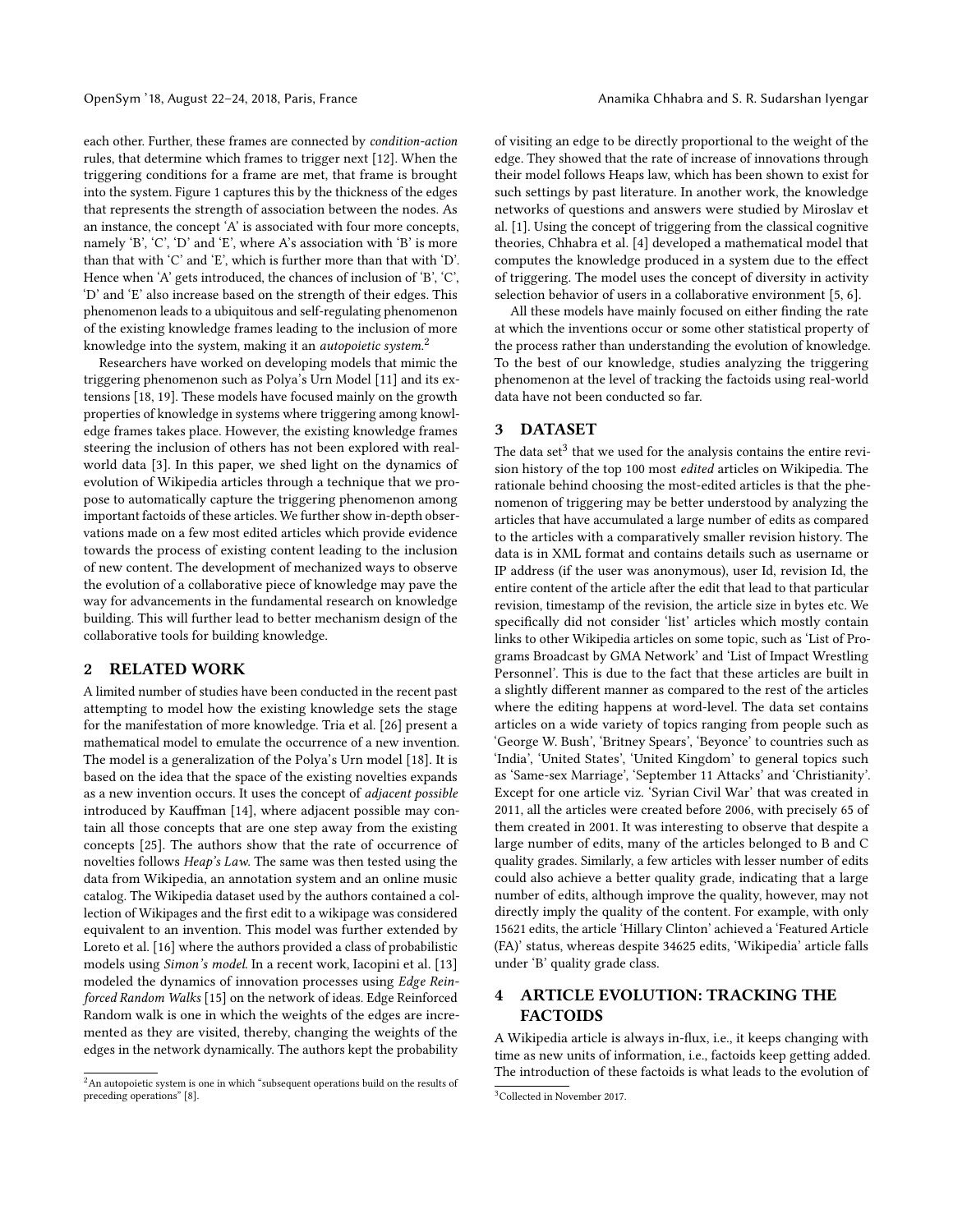each other. Further, these frames are connected by *condition-action* rules, that determine which frames to trigger next [12]. When the triggering conditions for a frame are met, that frame is brought into the system. Figure 1 captures this by the thickness of the edges that represents the strength of association between the nodes. As an instance, the concept 'A' is associated with four more concepts, namely 'B', 'C', 'D' and 'E', where A's association with 'B' is more than that with 'C' and 'E', which is further more than that with 'D'. Hence when 'A' gets introduced, the chances of inclusion of 'B', 'C', 'D' and 'E' also increase based on the strength of their edges. This phenomenon leads to a ubiquitous and self-regulating phenomenon of the existing knowledge frames leading to the inclusion of more knowledge into the system, making it an *autopoietic system*.[2]

Researchers have worked on developing models that mimic the triggering phenomenon such as Polya's Urn Model [11] and its extensions [18, 19]. These models have focused mainly on the growth properties of knowledge in systems where triggering among knowledge frames takes place. However, the existing knowledge frames steering the inclusion of others has not been explored with real-world data [3]. In this paper, we shed light on the dynamics of evolution of Wikipedia articles through a technique that we propose to automatically capture the triggering phenomenon among important factoids of these articles. We further show in-depth observations made on a few most edited articles which provide evidence towards the process of existing content leading to the inclusion of new content. The development of mechanized ways to observe the evolution of a collaborative piece of knowledge may pave the way for advancements in the fundamental research on knowledge building. This will further lead to better mechanism design of the collaborative tools for building knowledge.

## 2 RELATED WORK

A limited number of studies have been conducted in the recent past attempting to model how the existing knowledge sets the stage for the manifestation of more knowledge. Tria et al. [26] present a mathematical model to emulate the occurrence of a new invention. The model is a generalization of the Polya's Urn model [18]. It is based on the idea that the space of the existing novelties expands as a new invention occurs. It uses the concept of *adjacent possible* introduced by Kauffman [14], where adjacent possible may contain all those concepts that are one step away from the existing concepts [25]. The authors show that the rate of occurrence of novelties follows *Heap's Law*. The same was then tested using the data from Wikipedia, an annotation system and an online music catalog. The Wikipedia dataset used by the authors contained a collection of Wikipages and the first edit to a wikipage was considered equivalent to an invention. This model was further extended by Loreto et al. [16] where the authors provided a class of probabilistic models using *Simon's model*. In a recent work, Iacopini et al. [13] modeled the dynamics of innovation processes using *Edge Reinforced Random Walks* [15] on the network of ideas. Edge Reinforced Random walk is one in which the weights of the edges are incremented as they are visited, thereby, changing the weights of the edges in the network dynamically. The authors kept the probability of visiting an edge to be directly proportional to the weight of the edge. They showed that the rate of increase of innovations through their model follows Heaps law, which has been shown to exist for such settings by past literature. In another work, the knowledge networks of questions and answers were studied by Miroslav et al. [1]. Using the concept of triggering from the classical cognitive theories, Chhabra et al. [4] developed a mathematical model that computes the knowledge produced in a system due to the effect of triggering. The model uses the concept of diversity in activity selection behavior of users in a collaborative environment [5, 6].

All these models have mainly focused on either finding the rate at which the inventions occur or some other statistical property of the process rather than understanding the evolution of knowledge. To the best of our knowledge, studies analyzing the triggering phenomenon at the level of tracking the factoids using real-world data have not been conducted so far.

## 3 DATASET

The data set[3] that we used for the analysis contains the entire revision history of the top 100 most *edited* articles on Wikipedia. The rationale behind choosing the most-edited articles is that the phenomenon of triggering may be better understood by analyzing the articles that have accumulated a large number of edits as compared to the articles with a comparatively smaller revision history. The data is in XML format and contains details such as username or IP address (if the user was anonymous), user Id, revision Id, the entire content of the article after the edit that lead to that particular revision, timestamp of the revision, the article size in bytes etc. We specifically did not consider 'list' articles which mostly contain links to other Wikipedia articles on some topic, such as 'List of Programs Broadcast by GMA Network' and 'List of Impact Wrestling Personnel'. This is due to the fact that these articles are built in a slightly different manner as compared to the rest of the articles where the editing happens at word-level. The data set contains articles on a wide variety of topics ranging from people such as 'George W. Bush', 'Britney Spears', 'Beyonce' to countries such as 'India', 'United States', 'United Kingdom' to general topics such as 'Same-sex Marriage', 'September 11 Attacks' and 'Christianity'. Except for one article viz. 'Syrian Civil War' that was created in 2011, all the articles were created before 2006, with precisely 65 of them created in 2001. It was interesting to observe that despite a large number of edits, many of the articles belonged to B and C quality grades. Similarly, a few articles with lesser number of edits could also achieve a better quality grade, indicating that a large number of edits, although improve the quality, however, may not directly imply the quality of the content. For example, with only 15621 edits, the article 'Hillary Clinton' achieved a 'Featured Article (FA)' status, whereas despite 34625 edits, 'Wikipedia' article falls under 'B' quality grade class.

## 4 ARTICLE EVOLUTION: TRACKING THE FACTOIDS

A Wikipedia article is always in-flux, i.e., it keeps changing with time as new units of information, i.e., factoids keep getting added. The introduction of these factoids is what leads to the evolution of

[2] An autopoietic system is one in which "subsequent operations build on the results of preceding operations" [8].

[3] Collected in November 2017.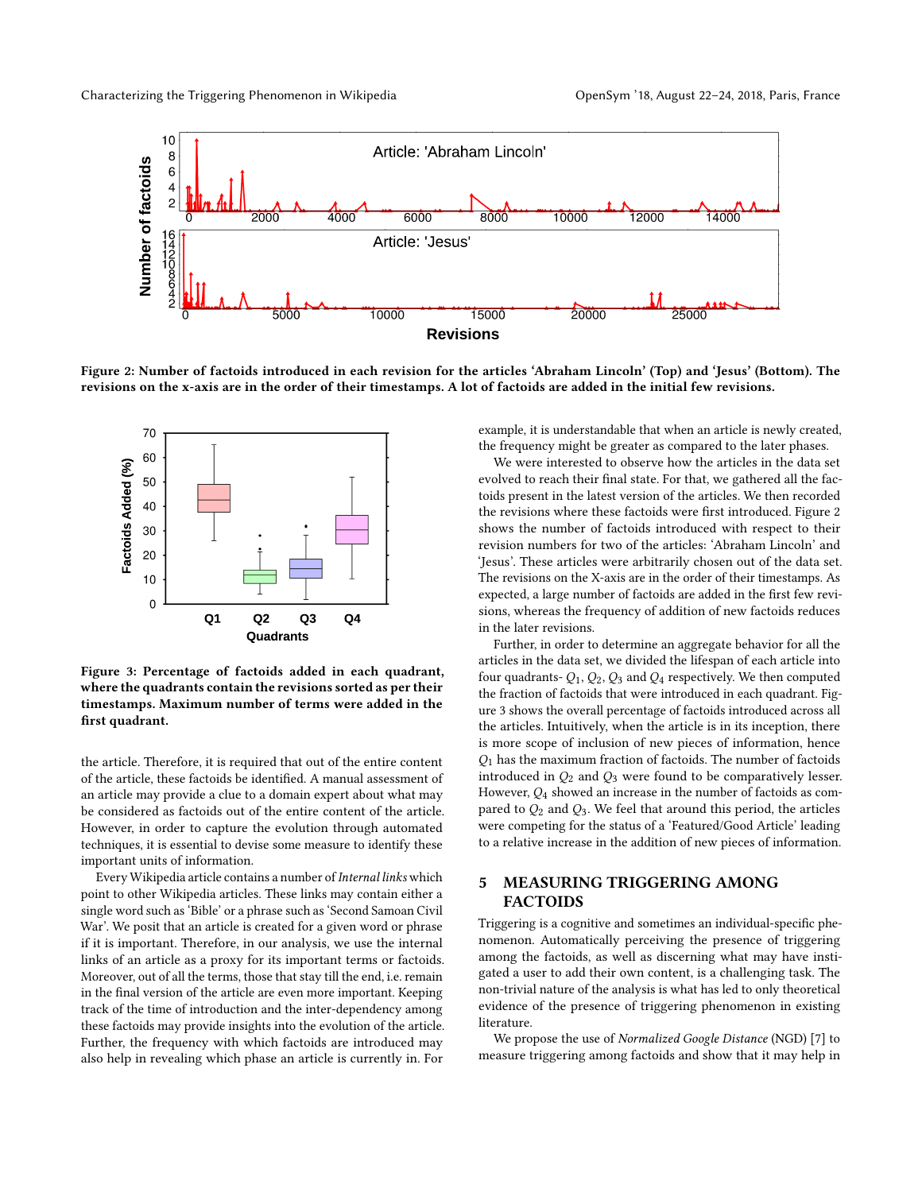Number of factoids

Article: 'Abraham Lincoln'

10
8
6
4
2
0 2000 4000 6000 8000 10000 12000 14000

Article: 'Jesus'

16
14
12
10
8
6
4
2
0 5000 10000 15000 20000 25000

Revisions

**Figure 2: Number of factoids introduced in each revision for the articles 'Abraham Lincoln' (Top) and 'Jesus' (Bottom). The revisions on the x-axis are in the order of their timestamps. A lot of factoids are added in the initial few revisions.**

Factoids Added (%)

70
60
50
40
30
20
10
0

Q1 Q2 Q3 Q4

Quadrants

**Figure 3: Percentage of factoids added in each quadrant, where the quadrants contain the revisions sorted as per their timestamps. Maximum number of terms were added in the first quadrant.**

the article. Therefore, it is required that out of the entire content of the article, these factoids be identified. A manual assessment of an article may provide a clue to a domain expert about what may be considered as factoids out of the entire content of the article. However, in order to capture the evolution through automated techniques, it is essential to devise some measure to identify these important units of information.

Every Wikipedia article contains a number of *Internal links* which point to other Wikipedia articles. These links may contain either a single word such as 'Bible' or a phrase such as 'Second Samoan Civil War'. We posit that an article is created for a given word or phrase if it is important. Therefore, in our analysis, we use the internal links of an article as a proxy for its important terms or factoids. Moreover, out of all the terms, those that stay till the end, i.e. remain in the final version of the article are even more important. Keeping track of the time of introduction and the inter-dependency among these factoids may provide insights into the evolution of the article. Further, the frequency with which factoids are introduced may also help in revealing which phase an article is currently in. For example, it is understandable that when an article is newly created, the frequency might be greater as compared to the later phases.

We were interested to observe how the articles in the data set evolved to reach their final state. For that, we gathered all the factoids present in the latest version of the articles. We then recorded the revisions where these factoids were first introduced. Figure 2 shows the number of factoids introduced with respect to their revision numbers for two of the articles: 'Abraham Lincoln' and 'Jesus'. These articles were arbitrarily chosen out of the data set. The revisions on the X-axis are in the order of their timestamps. As expected, a large number of factoids are added in the first few revisions, whereas the frequency of addition of new factoids reduces in the later revisions.

Further, in order to determine an aggregate behavior for all the articles in the data set, we divided the lifespan of each article into four quadrants- $Q_1$, $Q_2$, $Q_3$ and $Q_4$ respectively. We then computed the fraction of factoids that were introduced in each quadrant. Figure 3 shows the overall percentage of factoids introduced across all the articles. Intuitively, when the article is in its inception, there is more scope of inclusion of new pieces of information, hence $Q_1$ has the maximum fraction of factoids. The number of factoids introduced in $Q_2$ and $Q_3$ were found to be comparatively lesser. However, $Q_4$ showed an increase in the number of factoids as compared to $Q_2$ and $Q_3$. We feel that around this period, the articles were competing for the status of a 'Featured/Good Article' leading to a relative increase in the addition of new pieces of information.

## 5 MEASURING TRIGGERING AMONG FACTOIDS

Triggering is a cognitive and sometimes an individual-specific phenomenon. Automatically perceiving the presence of triggering among the factoids, as well as discerning what may have instigated a user to add their own content, is a challenging task. The non-trivial nature of the analysis is what has led to only theoretical evidence of the presence of triggering phenomenon in existing literature.

We propose the use of *Normalized Google Distance* (NGD) [7] to measure triggering among factoids and show that it may help in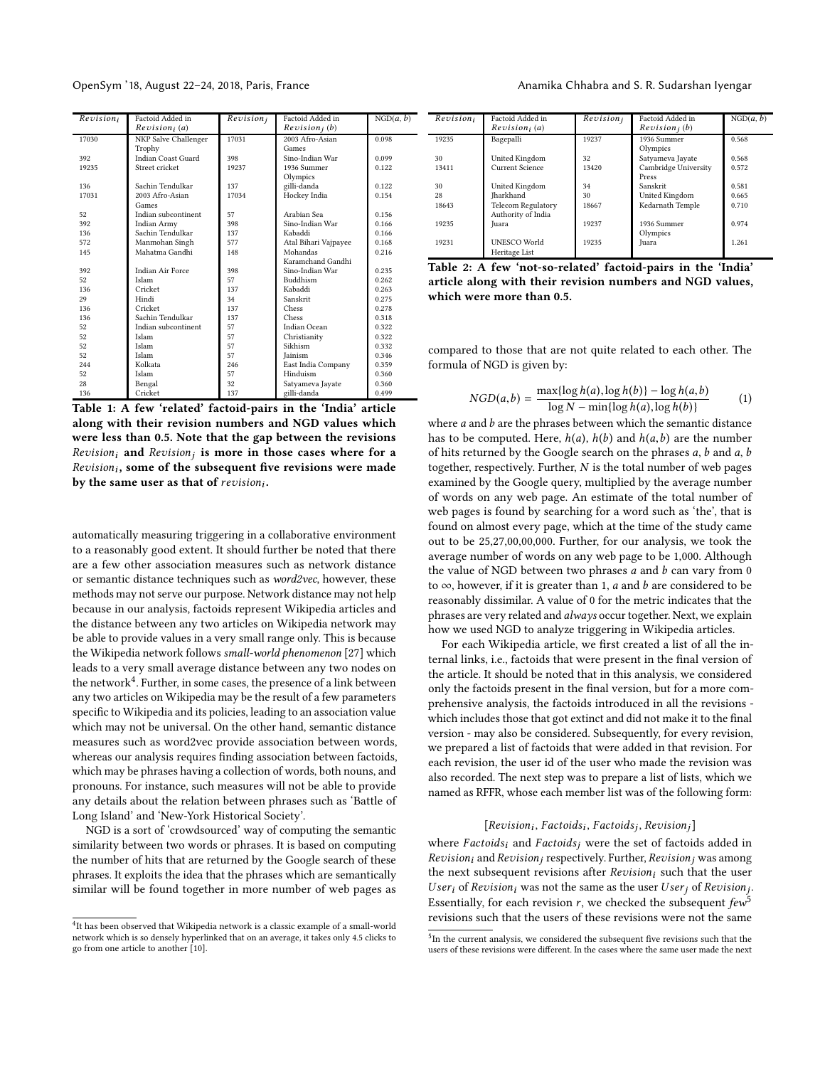| $Revision_i$ | Factoid Added in $Revision_i$ (a) | $Revision_j$ | Factoid Added in $Revision_j$ (b) | NGD(a, b) |
|---|---|---|---|---|
| 17030 | NKP Salve Challenger Trophy | 17031 | 2003 Afro-Asian Games | 0.098 |
| 392 | Indian Coast Guard | 398 | Sino-Indian War | 0.099 |
| 19235 | Street cricket | 19237 | 1936 Summer Olympics | 0.122 |
| 136 | Sachin Tendulkar | 137 | gilli-danda | 0.122 |
| 17031 | 2003 Afro-Asian Games | 17034 | Hockey India | 0.154 |
| 52 | Indian subcontinent | 57 | Arabian Sea | 0.156 |
| 392 | Indian Army | 398 | Sino-Indian War | 0.166 |
| 136 | Sachin Tendulkar | 137 | Kabaddi | 0.166 |
| 572 | Manmohan Singh | 577 | Atal Bihari Vajpayee | 0.168 |
| 145 | Mahatma Gandhi | 148 | Mohandas Karamchand Gandhi | 0.216 |
| 392 | Indian Air Force | 398 | Sino-Indian War | 0.235 |
| 52 | Islam | 57 | Buddhism | 0.262 |
| 136 | Cricket | 137 | Kabaddi | 0.263 |
| 29 | Hindi | 34 | Sanskrit | 0.275 |
| 136 | Cricket | 137 | Chess | 0.278 |
| 136 | Sachin Tendulkar | 137 | Chess | 0.318 |
| 52 | Indian subcontinent | 57 | Indian Ocean | 0.322 |
| 52 | Islam | 57 | Christianity | 0.322 |
| 52 | Islam | 57 | Sikhism | 0.332 |
| 52 | Islam | 57 | Jainism | 0.346 |
| 244 | Kolkata | 246 | East India Company | 0.359 |
| 52 | Islam | 57 | Hinduism | 0.360 |
| 28 | Bengal | 32 | Satyameva Jayate | 0.360 |
| 136 | Cricket | 137 | gilli-danda | 0.499 |

**Table 1: A few 'related' factoid-pairs in the 'India' article along with their revision numbers and NGD values which were less than 0.5. Note that the gap between the revisions $Revision_i$ and $Revision_j$ is more in those cases where for a $Revision_i$, some of the subsequent five revisions were made by the same user as that of $revision_i$.**

| $Revision_i$ | Factoid Added in $Revision_i$ (a) | $Revision_j$ | Factoid Added in $Revision_j$ (b) | NGD(a, b) |
|---|---|---|---|---|
| 19235 | Bagepalli | 19237 | 1936 Summer Olympics | 0.568 |
| 30 | United Kingdom | 32 | Satyameva Jayate | 0.568 |
| 13411 | Current Science | 13420 | Cambridge University Press | 0.572 |
| 30 | United Kingdom | 34 | Sanskrit | 0.581 |
| 28 | Jharkhand | 30 | United Kingdom | 0.665 |
| 18643 | Telecom Regulatory Authority of India | 18667 | Kedarnath Temple | 0.710 |
| 19235 | Juara | 19237 | 1936 Summer Olympics | 0.974 |
| 19231 | UNESCO World Heritage List | 19235 | Juara | 1.261 |

**Table 2: A few 'not-so-related' factoid-pairs in the 'India' article along with their revision numbers and NGD values, which were more than 0.5.**

automatically measuring triggering in a collaborative environment to a reasonably good extent. It should further be noted that there are a few other association measures such as network distance or semantic distance techniques such as *word2vec*, however, these methods may not serve our purpose. Network distance may not help because in our analysis, factoids represent Wikipedia articles and the distance between any two articles on Wikipedia network may be able to provide values in a very small range only. This is because the Wikipedia network follows *small-world phenomenon* [27] which leads to a very small average distance between any two nodes on the network[4]. Further, in some cases, the presence of a link between any two articles on Wikipedia may be the result of a few parameters specific to Wikipedia and its policies, leading to an association value which may not be universal. On the other hand, semantic distance measures such as word2vec provide association between words, whereas our analysis requires finding association between factoids, which may be phrases having a collection of words, both nouns, and pronouns. For instance, such measures will not be able to provide any details about the relation between phrases such as 'Battle of Long Island' and 'New-York Historical Society'.

NGD is a sort of 'crowdsourced' way of computing the semantic similarity between two words or phrases. It is based on computing the number of hits that are returned by the Google search of these phrases. It exploits the idea that the phrases which are semantically similar will be found together in more number of web pages as compared to those that are not quite related to each other. The formula of NGD is given by:

$$NGD(a,b) = \frac{\max\{\log h(a), \log h(b)\} - \log h(a,b)}{\log N - \min\{\log h(a), \log h(b)\}} \quad (1)$$

where $a$ and $b$ are the phrases between which the semantic distance has to be computed. Here, $h(a)$, $h(b)$ and $h(a,b)$ are the number of hits returned by the Google search on the phrases $a$, $b$ and $a$, $b$ together, respectively. Further, $N$ is the total number of web pages examined by the Google query, multiplied by the average number of words on any web page. An estimate of the total number of web pages is found by searching for a word such as 'the', that is found on almost every page, which at the time of the study came out to be 25,27,00,00,000. Further, for our analysis, we took the average number of words on any web page to be 1,000. Although the value of NGD between two phrases $a$ and $b$ can vary from 0 to $\infty$, however, if it is greater than 1, $a$ and $b$ are considered to be reasonably dissimilar. A value of 0 for the metric indicates that the phrases are very related and *always* occur together. Next, we explain how we used NGD to analyze triggering in Wikipedia articles.

For each Wikipedia article, we first created a list of all the internal links, i.e., factoids that were present in the final version of the article. It should be noted that in this analysis, we considered only the factoids present in the final version, but for a more comprehensive analysis, the factoids introduced in all the revisions - which includes those that got extinct and did not make it to the final version - may also be considered. Subsequently, for every revision, we prepared a list of factoids that were added in that revision. For each revision, the user id of the user who made the revision was also recorded. The next step was to prepare a list of lists, which we named as RFFR, whose each member list was of the following form:

$$[Revision_i, Factoids_i, Factoids_j, Revision_j]$$

where $Factoids_i$ and $Factoids_j$ were the set of factoids added in $Revision_i$ and $Revision_j$ respectively. Further, $Revision_j$ was among the next subsequent revisions after $Revision_i$ such that the user $User_i$ of $Revision_i$ was not the same as the user $User_j$ of $Revision_j$. Essentially, for each revision $r$, we checked the subsequent *few*[5] revisions such that the users of these revisions were not the same

[4] It has been observed that Wikipedia network is a classic example of a small-world network which is so densely hyperlinked that on an average, it takes only 4.5 clicks to go from one article to another [10].

[5] In the current analysis, we considered the subsequent five revisions such that the users of these revisions were different. In the cases where the same user made the next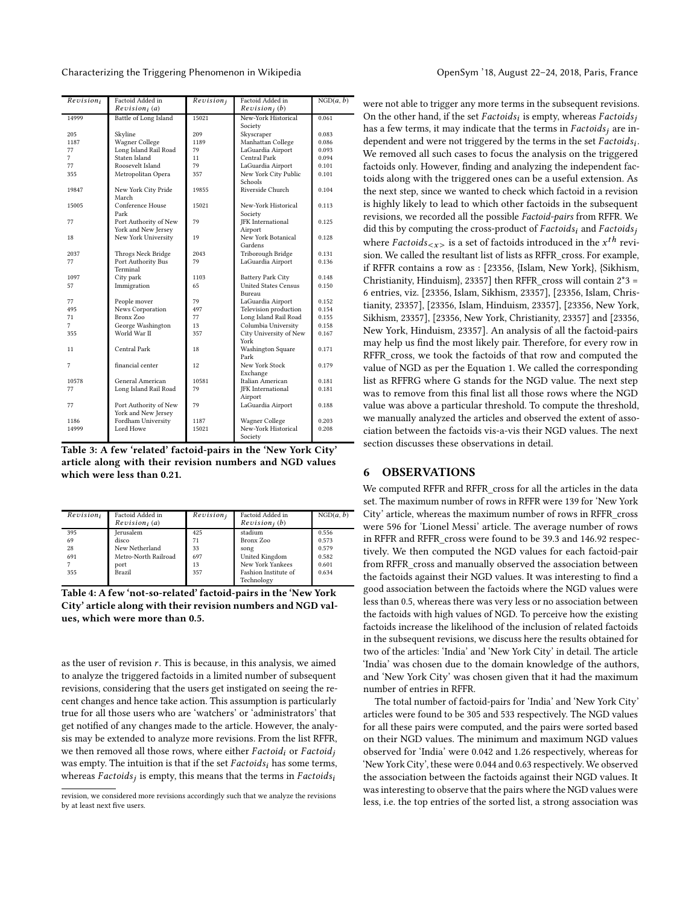| $Revision_i$ | Factoid Added in $Revision_i$ (a) | $Revision_j$ | Factoid Added in $Revision_j$ (b) | NGD(a, b) |
|---|---|---|---|---|
| 14999 | Battle of Long Island | 15021 | New-York Historical Society | 0.061 |
| 205 | Skyline | 209 | Skyscraper | 0.083 |
| 1187 | Wagner College | 1189 | Manhattan College | 0.086 |
| 77 | Long Island Rail Road | 79 | LaGuardia Airport | 0.093 |
| 7 | Staten Island | 11 | Central Park | 0.094 |
| 77 | Roosevelt Island | 79 | LaGuardia Airport | 0.101 |
| 355 | Metropolitan Opera | 357 | New York City Public Schools | 0.101 |
| 19847 | New York City Pride March | 19855 | Riverside Church | 0.104 |
| 15005 | Conference House Park | 15021 | New-York Historical Society | 0.113 |
| 77 | Port Authority of New York and New Jersey | 79 | JFK International Airport | 0.125 |
| 18 | New York University | 19 | New York Botanical Gardens | 0.128 |
| 2037 | Throgs Neck Bridge | 2043 | Triborough Bridge | 0.131 |
| 77 | Port Authority Bus Terminal | 79 | LaGuardia Airport | 0.136 |
| 1097 | City park | 1103 | Battery Park City | 0.148 |
| 57 | Immigration | 65 | United States Census Bureau | 0.150 |
| 77 | People mover | 79 | LaGuardia Airport | 0.152 |
| 495 | News Corporation | 497 | Television production | 0.154 |
| 71 | Bronx Zoo | 77 | Long Island Rail Road | 0.155 |
| 7 | George Washington | 13 | Columbia University | 0.158 |
| 355 | World War II | 357 | City University of New York | 0.167 |
| 11 | Central Park | 18 | Washington Square Park | 0.171 |
| 7 | financial center | 12 | New York Stock Exchange | 0.179 |
| 10578 | General American | 10581 | Italian American | 0.181 |
| 77 | Long Island Rail Road | 79 | JFK International Airport | 0.181 |
| 77 | Port Authority of New York and New Jersey | 79 | LaGuardia Airport | 0.188 |
| 1186 | Fordham University | 1187 | Wagner College | 0.203 |
| 14999 | Lord Howe | 15021 | New-York Historical Society | 0.208 |

**Table 3: A few 'related' factoid-pairs in the 'New York City' article along with their revision numbers and NGD values which were less than 0.21.**

| $Revision_i$ | Factoid Added in $Revision_i$ (a) | $Revision_j$ | Factoid Added in $Revision_j$ (b) | NGD(a, b) |
|---|---|---|---|---|
| 395 | Jerusalem | 425 | stadium | 0.556 |
| 69 | disco | 71 | Bronx Zoo | 0.573 |
| 28 | New Netherland | 33 | song | 0.579 |
| 691 | Metro-North Railroad | 697 | United Kingdom | 0.582 |
| 7 | port | 13 | New York Yankees | 0.601 |
| 355 | Brazil | 357 | Fashion Institute of Technology | 0.634 |

**Table 4: A few 'not-so-related' factoid-pairs in the 'New York City' article along with their revision numbers and NGD values, which were more than 0.5.**

as the user of revision $r$. This is because, in this analysis, we aimed to analyze the triggered factoids in a limited number of subsequent revisions, considering that the users get instigated on seeing the recent changes and hence take action. This assumption is particularly true for all those users who are 'watchers' or 'administrators' that get notified of any changes made to the article. However, the analysis may be extended to analyze more revisions. From the list RFFR, we then removed all those rows, where either $Factoid_i$ or $Factoid_j$ was empty. The intuition is that if the set $Factoids_i$ has some terms, whereas $Factoids_j$ is empty, this means that the terms in $Factoids_i$ were not able to trigger any more terms in the subsequent revisions. On the other hand, if the set $Factoids_i$ is empty, whereas $Factoids_j$ has a few terms, it may indicate that the terms in $Factoids_j$ are independent and were not triggered by the terms in the set $Factoids_i$. We removed all such cases to focus the analysis on the triggered factoids only. However, finding and analyzing the independent factoids along with the triggered ones can be a useful extension. As the next step, since we wanted to check which factoid in a revision is highly likely to lead to which other factoids in the subsequent revisions, we recorded all the possible *Factoid-pairs* from RFFR. We did this by computing the cross-product of $Factoids_i$ and $Factoids_j$ where $Factoids_{<x>}$ is a set of factoids introduced in the $x^{th}$ revision. We called the resultant list of lists as RFFR_cross. For example, if RFFR contains a row as : [23356, {Islam, New York}, {Sikhism, Christianity, Hinduism}, 23357] then RFFR_cross will contain 2*3 = 6 entries, viz. [23356, Islam, Sikhism, 23357], [23356, Islam, Christianity, 23357], [23356, Islam, Hinduism, 23357], [23356, New York, Sikhism, 23357], [23356, New York, Christianity, 23357] and [23356, New York, Hinduism, 23357]. An analysis of all the factoid-pairs may help us find the most likely pair. Therefore, for every row in RFFR_cross, we took the factoids of that row and computed the value of NGD as per the Equation 1. We called the corresponding list as RFFRG where G stands for the NGD value. The next step was to remove from this final list all those rows where the NGD value was above a particular threshold. To compute the threshold, we manually analyzed the articles and observed the extent of association between the factoids vis-a-vis their NGD values. The next section discusses these observations in detail.

---

revision, we considered more revisions accordingly such that we analyze the revisions by at least next five users.

## 6 OBSERVATIONS

We computed RFFR and RFFR_cross for all the articles in the data set. The maximum number of rows in RFFR were 139 for 'New York City' article, whereas the maximum number of rows in RFFR_cross were 596 for 'Lionel Messi' article. The average number of rows in RFFR and RFFR_cross were found to be 39.3 and 146.92 respectively. We then computed the NGD values for each factoid-pair from RFFR_cross and manually observed the association between the factoids against their NGD values. It was interesting to find a good association between the factoids where the NGD values were less than 0.5, whereas there was very less or no association between the factoids with high values of NGD. To perceive how the existing factoids increase the likelihood of the inclusion of related factoids in the subsequent revisions, we discuss here the results obtained for two of the articles: 'India' and 'New York City' in detail. The article 'India' was chosen due to the domain knowledge of the authors, and 'New York City' was chosen given that it had the maximum number of entries in RFFR.

The total number of factoid-pairs for 'India' and 'New York City' articles were found to be 305 and 533 respectively. The NGD values for all these pairs were computed, and the pairs were sorted based on their NGD values. The minimum and maximum NGD values observed for 'India' were 0.042 and 1.26 respectively, whereas for 'New York City', these were 0.044 and 0.63 respectively. We observed the association between the factoids against their NGD values. It was interesting to observe that the pairs where the NGD values were less, i.e. the top entries of the sorted list, a strong association was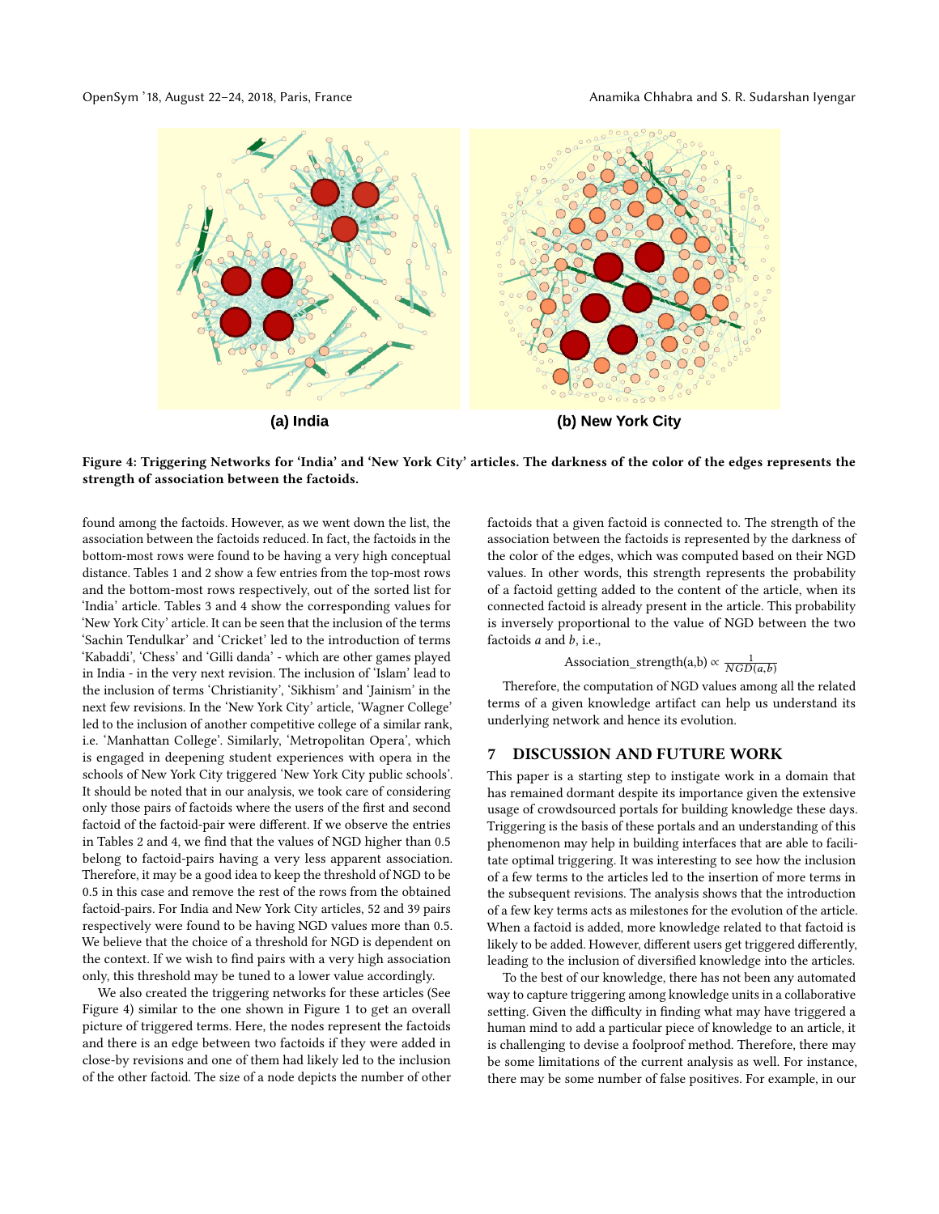(a) India

(b) New York City

**Figure 4: Triggering Networks for 'India' and 'New York City' articles. The darkness of the color of the edges represents the strength of association between the factoids.**

found among the factoids. However, as we went down the list, the association between the factoids reduced. In fact, the factoids in the bottom-most rows were found to be having a very high conceptual distance. Tables 1 and 2 show a few entries from the top-most rows and the bottom-most rows respectively, out of the sorted list for 'India' article. Tables 3 and 4 show the corresponding values for 'New York City' article. It can be seen that the inclusion of the terms 'Sachin Tendulkar' and 'Cricket' led to the introduction of terms 'Kabaddi', 'Chess' and 'Gilli danda' - which are other games played in India - in the very next revision. The inclusion of 'Islam' lead to the inclusion of terms 'Christianity', 'Sikhism' and 'Jainism' in the next few revisions. In the 'New York City' article, 'Wagner College' led to the inclusion of another competitive college of a similar rank, i.e. 'Manhattan College'. Similarly, 'Metropolitan Opera', which is engaged in deepening student experiences with opera in the schools of New York City triggered 'New York City public schools'. It should be noted that in our analysis, we took care of considering only those pairs of factoids where the users of the first and second factoid of the factoid-pair were different. If we observe the entries in Tables 2 and 4, we find that the values of NGD higher than 0.5 belong to factoid-pairs having a very less apparent association. Therefore, it may be a good idea to keep the threshold of NGD to be 0.5 in this case and remove the rest of the rows from the obtained factoid-pairs. For India and New York City articles, 52 and 39 pairs respectively were found to be having NGD values more than 0.5. We believe that the choice of a threshold for NGD is dependent on the context. If we wish to find pairs with a very high association only, this threshold may be tuned to a lower value accordingly.

We also created the triggering networks for these articles (See Figure 4) similar to the one shown in Figure 1 to get an overall picture of triggered terms. Here, the nodes represent the factoids and there is an edge between two factoids if they were added in close-by revisions and one of them had likely led to the inclusion of the other factoid. The size of a node depicts the number of other factoids that a given factoid is connected to. The strength of the association between the factoids is represented by the darkness of the color of the edges, which was computed based on their NGD values. In other words, this strength represents the probability of a factoid getting added to the content of the article, when its connected factoid is already present in the article. This probability is inversely proportional to the value of NGD between the two factoids $a$ and $b$, i.e.,

$$\text{Association\_strength(a,b)} \propto \frac{1}{NGD(a,b)}$$

Therefore, the computation of NGD values among all the related terms of a given knowledge artifact can help us understand its underlying network and hence its evolution.

## 7 DISCUSSION AND FUTURE WORK

This paper is a starting step to instigate work in a domain that has remained dormant despite its importance given the extensive usage of crowdsourced portals for building knowledge these days. Triggering is the basis of these portals and an understanding of this phenomenon may help in building interfaces that are able to facilitate optimal triggering. It was interesting to see how the inclusion of a few terms to the articles led to the insertion of more terms in the subsequent revisions. The analysis shows that the introduction of a few key terms acts as milestones for the evolution of the article. When a factoid is added, more knowledge related to that factoid is likely to be added. However, different users get triggered differently, leading to the inclusion of diversified knowledge into the articles.

To the best of our knowledge, there has not been any automated way to capture triggering among knowledge units in a collaborative setting. Given the difficulty in finding what may have triggered a human mind to add a particular piece of knowledge to an article, it is challenging to devise a foolproof method. Therefore, there may be some limitations of the current analysis as well. For instance, there may be some number of false positives. For example, in our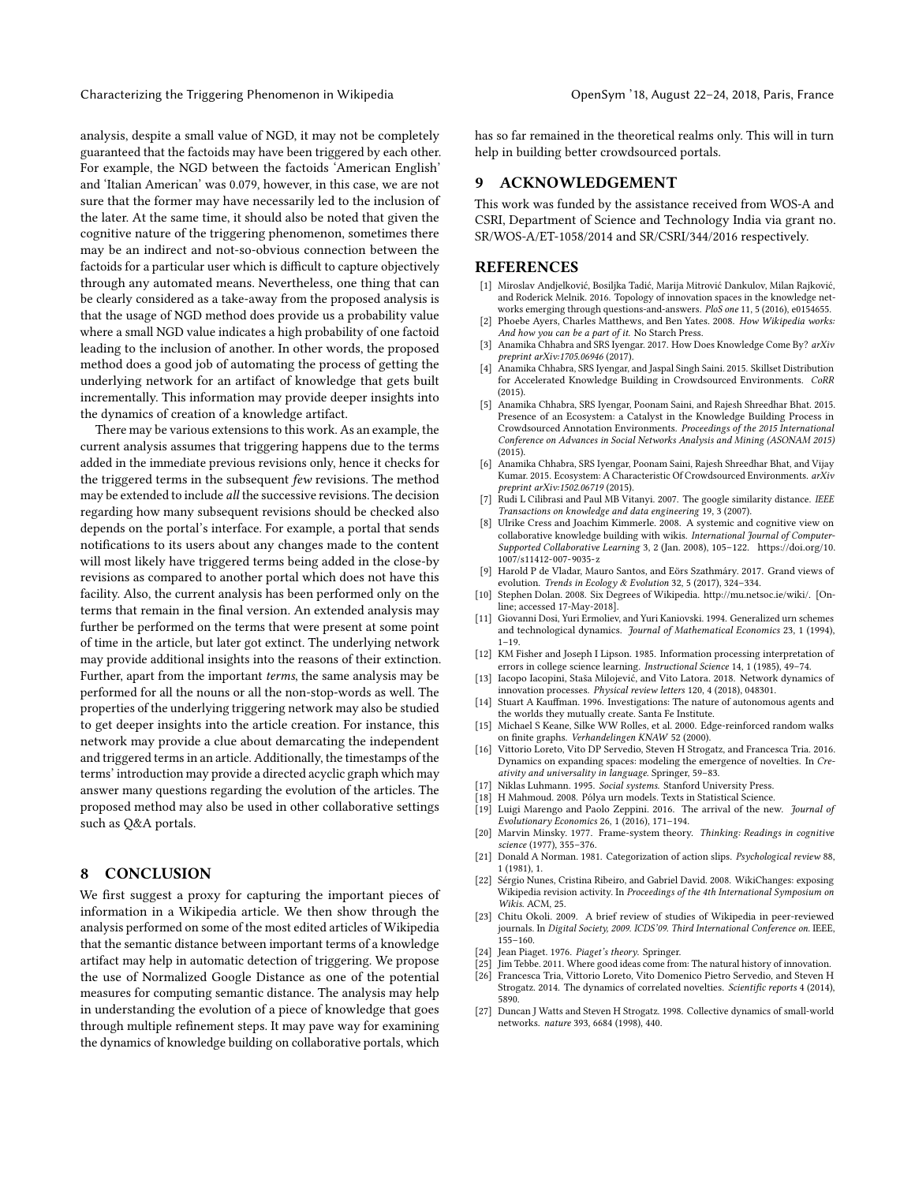analysis, despite a small value of NGD, it may not be completely guaranteed that the factoids may have been triggered by each other. For example, the NGD between the factoids 'American English' and 'Italian American' was 0.079, however, in this case, we are not sure that the former may have necessarily led to the inclusion of the later. At the same time, it should also be noted that given the cognitive nature of the triggering phenomenon, sometimes there may be an indirect and not-so-obvious connection between the factoids for a particular user which is difficult to capture objectively through any automated means. Nevertheless, one thing that can be clearly considered as a take-away from the proposed analysis is that the usage of NGD method does provide us a probability value where a small NGD value indicates a high probability of one factoid leading to the inclusion of another. In other words, the proposed method does a good job of automating the process of getting the underlying network for an artifact of knowledge that gets built incrementally. This information may provide deeper insights into the dynamics of creation of a knowledge artifact.

There may be various extensions to this work. As an example, the current analysis assumes that triggering happens due to the terms added in the immediate previous revisions only, hence it checks for the triggered terms in the subsequent *few* revisions. The method may be extended to include *all* the successive revisions. The decision regarding how many subsequent revisions should be checked also depends on the portal's interface. For example, a portal that sends notifications to its users about any changes made to the content will most likely have triggered terms being added in the close-by revisions as compared to another portal which does not have this facility. Also, the current analysis has been performed only on the terms that remain in the final version. An extended analysis may further be performed on the terms that were present at some point of time in the article, but later got extinct. The underlying network may provide additional insights into the reasons of their extinction. Further, apart from the important *terms*, the same analysis may be performed for all the nouns or all the non-stop-words as well. The properties of the underlying triggering network may also be studied to get deeper insights into the article creation. For instance, this network may provide a clue about demarcating the independent and triggered terms in an article. Additionally, the timestamps of the terms' introduction may provide a directed acyclic graph which may answer many questions regarding the evolution of the articles. The proposed method may also be used in other collaborative settings such as Q&A portals.

## 8 CONCLUSION

We first suggest a proxy for capturing the important pieces of information in a Wikipedia article. We then show through the analysis performed on some of the most edited articles of Wikipedia that the semantic distance between important terms of a knowledge artifact may help in automatic detection of triggering. We propose the use of Normalized Google Distance as one of the potential measures for computing semantic distance. The analysis may help in understanding the evolution of a piece of knowledge that goes through multiple refinement steps. It may pave way for examining the dynamics of knowledge building on collaborative portals, which has so far remained in the theoretical realms only. This will in turn help in building better crowdsourced portals.

## 9 ACKNOWLEDGEMENT

This work was funded by the assistance received from WOS-A and CSRI, Department of Science and Technology India via grant no. SR/WOS-A/ET-1058/2014 and SR/CSRI/344/2016 respectively.

## REFERENCES

[1] Miroslav Andjelković, Bosiljka Tadić, Marija Mitrović Dankulov, Milan Rajković, and Roderick Melnik. 2016. Topology of innovation spaces in the knowledge networks emerging through questions-and-answers. *PloS one* 11, 5 (2016), e0154655.

[2] Phoebe Ayers, Charles Matthews, and Ben Yates. 2008. *How Wikipedia works: And how you can be a part of it.* No Starch Press.

[3] Anamika Chhabra and SRS Iyengar. 2017. How Does Knowledge Come By? *arXiv preprint arXiv:1705.06946* (2017).

[4] Anamika Chhabra, SRS Iyengar, and Jaspal Singh Saini. 2015. Skillset Distribution for Accelerated Knowledge Building in Crowdsourced Environments. *CoRR* (2015).

[5] Anamika Chhabra, SRS Iyengar, Poonam Saini, and Rajesh Shreedhar Bhat. 2015. Presence of an Ecosystem: a Catalyst in the Knowledge Building Process in Crowdsourced Annotation Environments. *Proceedings of the 2015 International Conference on Advances in Social Networks Analysis and Mining (ASONAM 2015)* (2015).

[6] Anamika Chhabra, SRS Iyengar, Poonam Saini, Rajesh Shreedhar Bhat, and Vijay Kumar. 2015. Ecosystem: A Characteristic Of Crowdsourced Environments. *arXiv preprint arXiv:1502.06719* (2015).

[7] Rudi L Cilibrasi and Paul MB Vitanyi. 2007. The google similarity distance. *IEEE Transactions on knowledge and data engineering* 19, 3 (2007).

[8] Ulrike Cress and Joachim Kimmerle. 2008. A systemic and cognitive view on collaborative knowledge building with wikis. *International Journal of Computer-Supported Collaborative Learning* 3, 2 (Jan. 2008), 105–122. https://doi.org/10.1007/s11412-007-9035-z

[9] Harold P de Vladar, Mauro Santos, and Eörs Szathmáry. 2017. Grand views of evolution. *Trends in Ecology & Evolution* 32, 5 (2017), 324–334.

[10] Stephen Dolan. 2008. Six Degrees of Wikipedia. http://mu.netsoc.ie/wiki/. [Online; accessed 17-May-2018].

[11] Giovanni Dosi, Yuri Ermoliev, and Yuri Kaniovski. 1994. Generalized urn schemes and technological dynamics. *Journal of Mathematical Economics* 23, 1 (1994), 1–19.

[12] KM Fisher and Joseph I Lipson. 1985. Information processing interpretation of errors in college science learning. *Instructional Science* 14, 1 (1985), 49–74.

[13] Iacopo Iacopini, Staša Milojević, and Vito Latora. 2018. Network dynamics of innovation processes. *Physical review letters* 120, 4 (2018), 048301.

[14] Stuart A Kauffman. 1996. Investigations: The nature of autonomous agents and the worlds they mutually create. Santa Fe Institute.

[15] Michael S Keane, Silke WW Rolles, et al. 2000. Edge-reinforced random walks on finite graphs. *Verhandelingen KNAW* 52 (2000).

[16] Vittorio Loreto, Vito DP Servedio, Steven H Strogatz, and Francesca Tria. 2016. Dynamics on expanding spaces: modeling the emergence of novelties. In *Creativity and universality in language*. Springer, 59–83.

[17] Niklas Luhmann. 1995. *Social systems.* Stanford University Press.

[18] H Mahmoud. 2008. Pólya urn models. Texts in Statistical Science.

[19] Luigi Marengo and Paolo Zeppini. 2016. The arrival of the new. *Journal of Evolutionary Economics* 26, 1 (2016), 171–194.

[20] Marvin Minsky. 1977. Frame-system theory. *Thinking: Readings in cognitive science* (1977), 355–376.

[21] Donald A Norman. 1981. Categorization of action slips. *Psychological review* 88, 1 (1981), 1.

[22] Sérgio Nunes, Cristina Ribeiro, and Gabriel David. 2008. WikiChanges: exposing Wikipedia revision activity. In *Proceedings of the 4th International Symposium on Wikis*. ACM, 25.

[23] Chitu Okoli. 2009. A brief review of studies of Wikipedia in peer-reviewed journals. In *Digital Society, 2009. ICDS'09. Third International Conference on*. IEEE, 155–160.

[24] Jean Piaget. 1976. *Piaget's theory.* Springer.

[25] Jim Tebbe. 2011. Where good ideas come from: The natural history of innovation.

[26] Francesca Tria, Vittorio Loreto, Vito Domenico Pietro Servedio, and Steven H Strogatz. 2014. The dynamics of correlated novelties. *Scientific reports* 4 (2014), 5890.

[27] Duncan J Watts and Steven H Strogatz. 1998. Collective dynamics of small-world networks. *nature* 393, 6684 (1998), 440.